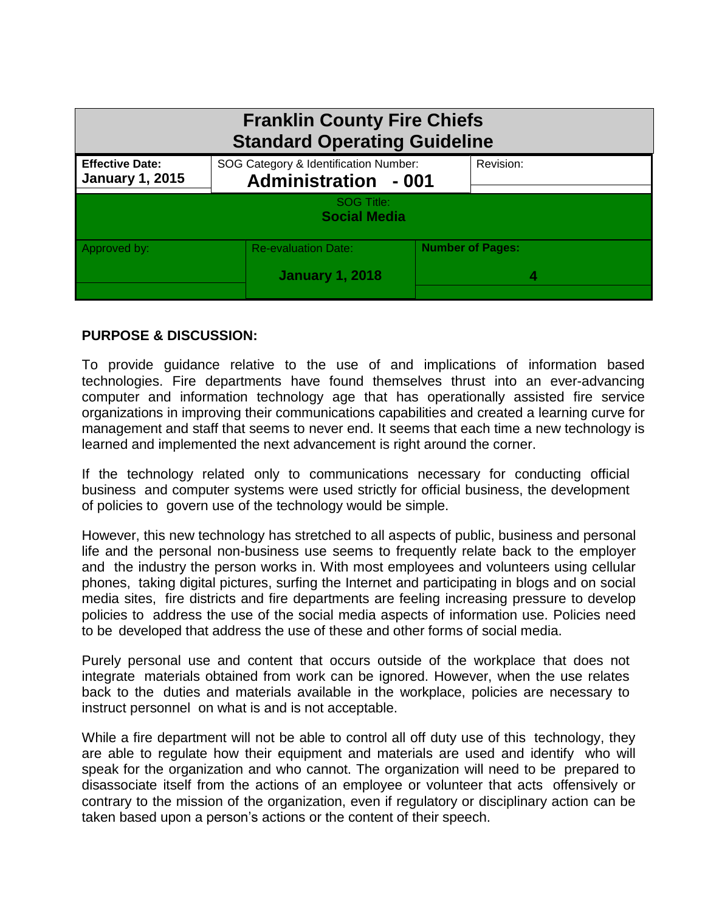# Franklin County Fire Chiefs
## Standard Operating Guideline

| Effective Date: | SOG Category & Identification Number: | Revision: |
|---|---|---|
| **January 1, 2015** | **Administration - 001** | |

| SOG Title: |
|---|
| **Social Media** |

| Approved by: | Re-evaluation Date: | Number of Pages: |
|---|---|---|
| | **January 1, 2018** | **4** |

**PURPOSE & DISCUSSION:**

To provide guidance relative to the use of and implications of information based technologies. Fire departments have found themselves thrust into an ever-advancing computer and information technology age that has operationally assisted fire service organizations in improving their communications capabilities and created a learning curve for management and staff that seems to never end. It seems that each time a new technology is learned and implemented the next advancement is right around the corner.

If the technology related only to communications necessary for conducting official business and computer systems were used strictly for official business, the development of policies to govern use of the technology would be simple.

However, this new technology has stretched to all aspects of public, business and personal life and the personal non-business use seems to frequently relate back to the employer and the industry the person works in. With most employees and volunteers using cellular phones, taking digital pictures, surfing the Internet and participating in blogs and on social media sites, fire districts and fire departments are feeling increasing pressure to develop policies to address the use of the social media aspects of information use. Policies need to be developed that address the use of these and other forms of social media.

Purely personal use and content that occurs outside of the workplace that does not integrate materials obtained from work can be ignored. However, when the use relates back to the duties and materials available in the workplace, policies are necessary to instruct personnel on what is and is not acceptable.

While a fire department will not be able to control all off duty use of this technology, they are able to regulate how their equipment and materials are used and identify who will speak for the organization and who cannot. The organization will need to be prepared to disassociate itself from the actions of an employee or volunteer that acts offensively or contrary to the mission of the organization, even if regulatory or disciplinary action can be taken based upon a person's actions or the content of their speech.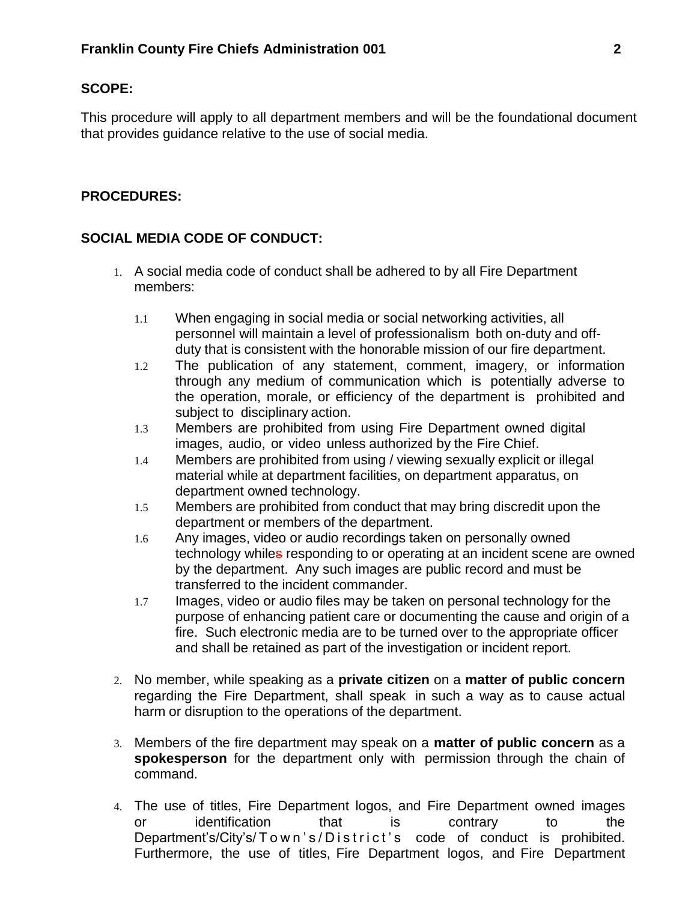## SCOPE:

This procedure will apply to all department members and will be the foundational document that provides guidance relative to the use of social media.

## PROCEDURES:

## SOCIAL MEDIA CODE OF CONDUCT:

1. A social media code of conduct shall be adhered to by all Fire Department members:

   1.1 When engaging in social media or social networking activities, all personnel will maintain a level of professionalism both on-duty and off-duty that is consistent with the honorable mission of our fire department.

   1.2 The publication of any statement, comment, imagery, or information through any medium of communication which is potentially adverse to the operation, morale, or efficiency of the department is prohibited and subject to disciplinary action.

   1.3 Members are prohibited from using Fire Department owned digital images, audio, or video unless authorized by the Fire Chief.

   1.4 Members are prohibited from using / viewing sexually explicit or illegal material while at department facilities, on department apparatus, on department owned technology.

   1.5 Members are prohibited from conduct that may bring discredit upon the department or members of the department.

   1.6 Any images, video or audio recordings taken on personally owned technology whiles responding to or operating at an incident scene are owned by the department. Any such images are public record and must be transferred to the incident commander.

   1.7 Images, video or audio files may be taken on personal technology for the purpose of enhancing patient care or documenting the cause and origin of a fire. Such electronic media are to be turned over to the appropriate officer and shall be retained as part of the investigation or incident report.

2. No member, while speaking as a **private citizen** on a **matter of public concern** regarding the Fire Department, shall speak in such a way as to cause actual harm or disruption to the operations of the department.

3. Members of the fire department may speak on a **matter of public concern** as a **spokesperson** for the department only with permission through the chain of command.

4. The use of titles, Fire Department logos, and Fire Department owned images or identification that is contrary to the Department's/City's/Town's/District's code of conduct is prohibited. Furthermore, the use of titles, Fire Department logos, and Fire Department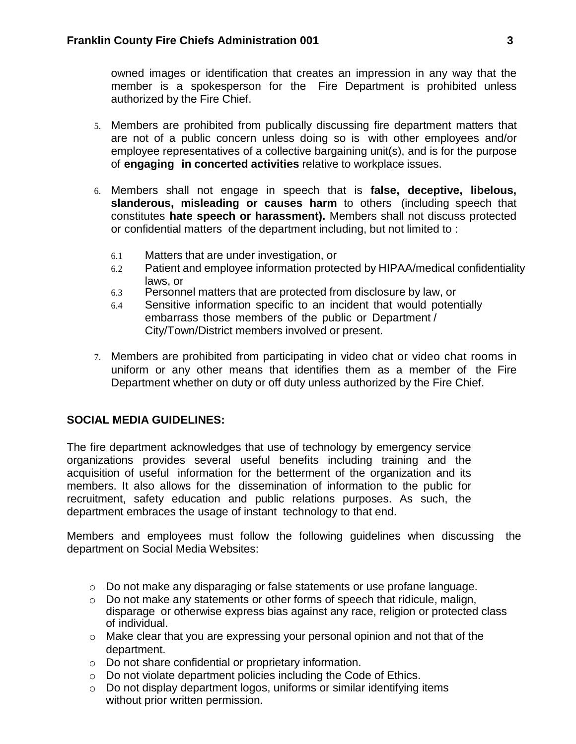owned images or identification that creates an impression in any way that the member is a spokesperson for the Fire Department is prohibited unless authorized by the Fire Chief.

5. Members are prohibited from publically discussing fire department matters that are not of a public concern unless doing so is with other employees and/or employee representatives of a collective bargaining unit(s), and is for the purpose of **engaging in concerted activities** relative to workplace issues.

6. Members shall not engage in speech that is **false, deceptive, libelous, slanderous, misleading or causes harm** to others (including speech that constitutes **hate speech or harassment).** Members shall not discuss protected or confidential matters of the department including, but not limited to :

    6.1 Matters that are under investigation, or
    6.2 Patient and employee information protected by HIPAA/medical confidentiality laws, or
    6.3 Personnel matters that are protected from disclosure by law, or
    6.4 Sensitive information specific to an incident that would potentially embarrass those members of the public or Department / City/Town/District members involved or present.

7. Members are prohibited from participating in video chat or video chat rooms in uniform or any other means that identifies them as a member of the Fire Department whether on duty or off duty unless authorized by the Fire Chief.

## SOCIAL MEDIA GUIDELINES:

The fire department acknowledges that use of technology by emergency service organizations provides several useful benefits including training and the acquisition of useful information for the betterment of the organization and its members. It also allows for the dissemination of information to the public for recruitment, safety education and public relations purposes. As such, the department embraces the usage of instant technology to that end.

Members and employees must follow the following guidelines when discussing the department on Social Media Websites:

- Do not make any disparaging or false statements or use profane language.
- Do not make any statements or other forms of speech that ridicule, malign, disparage or otherwise express bias against any race, religion or protected class of individual.
- Make clear that you are expressing your personal opinion and not that of the department.
- Do not share confidential or proprietary information.
- Do not violate department policies including the Code of Ethics.
- Do not display department logos, uniforms or similar identifying items without prior written permission.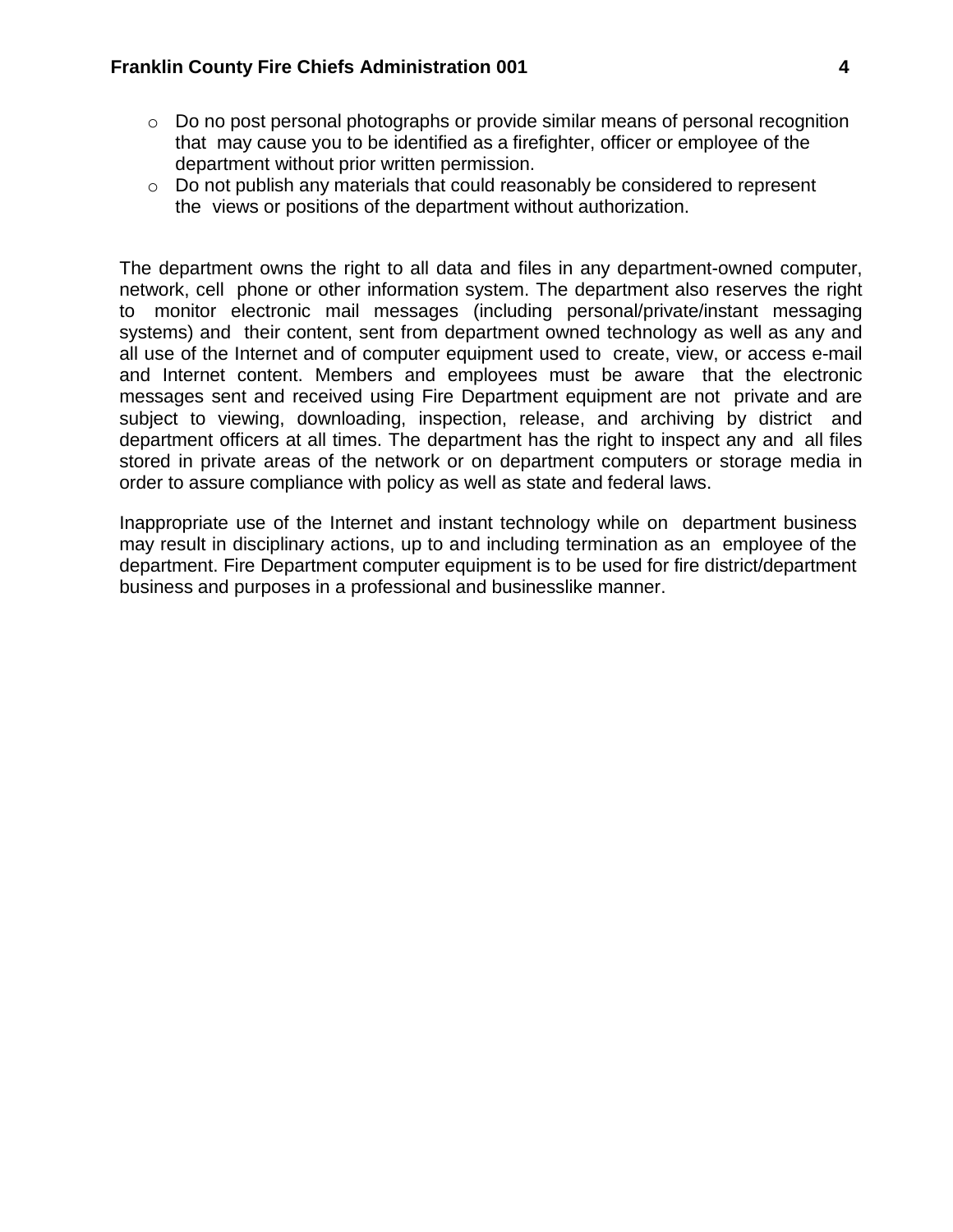- Do no post personal photographs or provide similar means of personal recognition that may cause you to be identified as a firefighter, officer or employee of the department without prior written permission.
- Do not publish any materials that could reasonably be considered to represent the views or positions of the department without authorization.

The department owns the right to all data and files in any department-owned computer, network, cell phone or other information system. The department also reserves the right to monitor electronic mail messages (including personal/private/instant messaging systems) and their content, sent from department owned technology as well as any and all use of the Internet and of computer equipment used to create, view, or access e-mail and Internet content. Members and employees must be aware that the electronic messages sent and received using Fire Department equipment are not private and are subject to viewing, downloading, inspection, release, and archiving by district and department officers at all times. The department has the right to inspect any and all files stored in private areas of the network or on department computers or storage media in order to assure compliance with policy as well as state and federal laws.

Inappropriate use of the Internet and instant technology while on department business may result in disciplinary actions, up to and including termination as an employee of the department. Fire Department computer equipment is to be used for fire district/department business and purposes in a professional and businesslike manner.